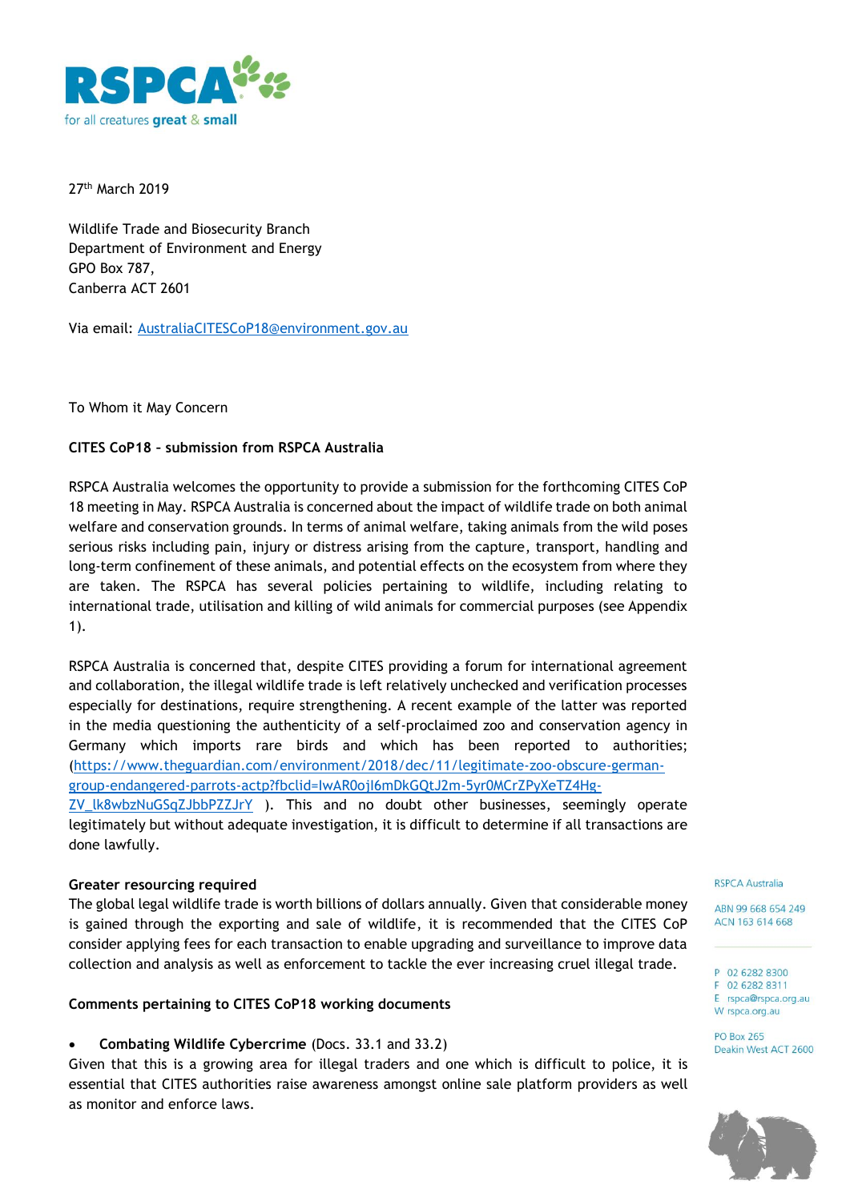27th March 2019

Wildlife Trade and Biosecurity Branch
Department of Environment and Energy
GPO Box 787,
Canberra ACT 2601

Via email: AustraliaCITESCoP18@environment.gov.au

To Whom it May Concern

**CITES CoP18 – submission from RSPCA Australia**

RSPCA Australia welcomes the opportunity to provide a submission for the forthcoming CITES CoP 18 meeting in May. RSPCA Australia is concerned about the impact of wildlife trade on both animal welfare and conservation grounds. In terms of animal welfare, taking animals from the wild poses serious risks including pain, injury or distress arising from the capture, transport, handling and long-term confinement of these animals, and potential effects on the ecosystem from where they are taken. The RSPCA has several policies pertaining to wildlife, including relating to international trade, utilisation and killing of wild animals for commercial purposes (see Appendix 1).

RSPCA Australia is concerned that, despite CITES providing a forum for international agreement and collaboration, the illegal wildlife trade is left relatively unchecked and verification processes especially for destinations, require strengthening. A recent example of the latter was reported in the media questioning the authenticity of a self-proclaimed zoo and conservation agency in Germany which imports rare birds and which has been reported to authorities; (https://www.theguardian.com/environment/2018/dec/11/legitimate-zoo-obscure-german-group-endangered-parrots-actp?fbclid=IwAR0ojI6mDkGQtJ2m-5yr0MCrZPyXeTZ4Hg-ZV_lk8wbzNuGSqZJbbPZZJrY ). This and no doubt other businesses, seemingly operate legitimately but without adequate investigation, it is difficult to determine if all transactions are done lawfully.

**Greater resourcing required**

The global legal wildlife trade is worth billions of dollars annually. Given that considerable money is gained through the exporting and sale of wildlife, it is recommended that the CITES CoP consider applying fees for each transaction to enable upgrading and surveillance to improve data collection and analysis as well as enforcement to tackle the ever increasing cruel illegal trade.

**Comments pertaining to CITES CoP18 working documents**

- **Combating Wildlife Cybercrime** (Docs. 33.1 and 33.2)

Given that this is a growing area for illegal traders and one which is difficult to police, it is essential that CITES authorities raise awareness amongst online sale platform providers as well as monitor and enforce laws.

RSPCA Australia

ABN 99 668 654 249
ACN 163 614 668

P 02 6282 8300
F 02 6282 8311
E rspca@rspca.org.au
W rspca.org.au

PO Box 265
Deakin West ACT 2600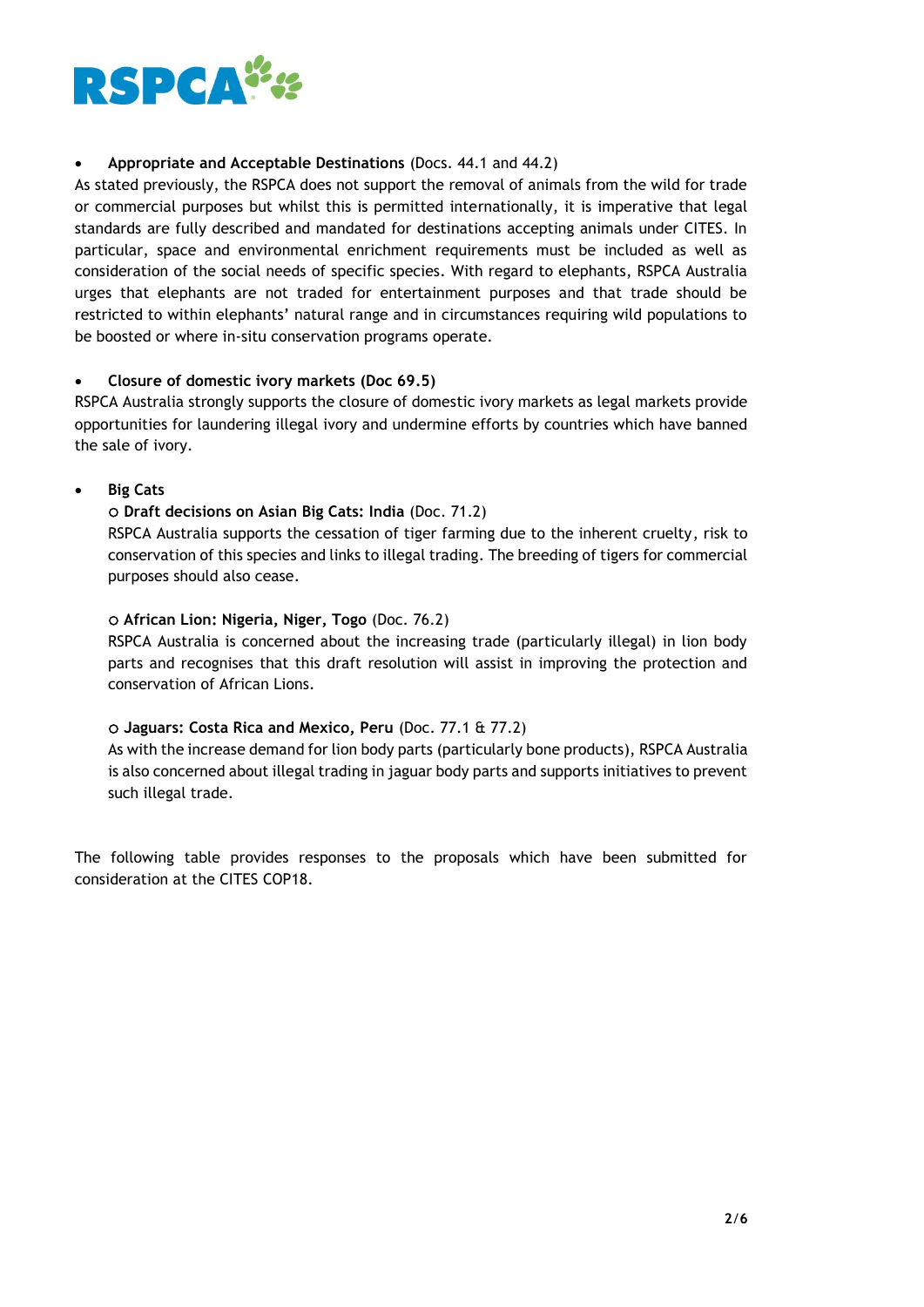- **Appropriate and Acceptable Destinations** (Docs. 44.1 and 44.2)

As stated previously, the RSPCA does not support the removal of animals from the wild for trade or commercial purposes but whilst this is permitted internationally, it is imperative that legal standards are fully described and mandated for destinations accepting animals under CITES. In particular, space and environmental enrichment requirements must be included as well as consideration of the social needs of specific species. With regard to elephants, RSPCA Australia urges that elephants are not traded for entertainment purposes and that trade should be restricted to within elephants' natural range and in circumstances requiring wild populations to be boosted or where in-situ conservation programs operate.

- **Closure of domestic ivory markets (Doc 69.5)**

RSPCA Australia strongly supports the closure of domestic ivory markets as legal markets provide opportunities for laundering illegal ivory and undermine efforts by countries which have banned the sale of ivory.

- **Big Cats**
  - **Draft decisions on Asian Big Cats: India** (Doc. 71.2)

    RSPCA Australia supports the cessation of tiger farming due to the inherent cruelty, risk to conservation of this species and links to illegal trading. The breeding of tigers for commercial purposes should also cease.

  - **African Lion: Nigeria, Niger, Togo** (Doc. 76.2)

    RSPCA Australia is concerned about the increasing trade (particularly illegal) in lion body parts and recognises that this draft resolution will assist in improving the protection and conservation of African Lions.

  - **Jaguars: Costa Rica and Mexico, Peru** (Doc. 77.1 & 77.2)

    As with the increase demand for lion body parts (particularly bone products), RSPCA Australia is also concerned about illegal trading in jaguar body parts and supports initiatives to prevent such illegal trade.

The following table provides responses to the proposals which have been submitted for consideration at the CITES COP18.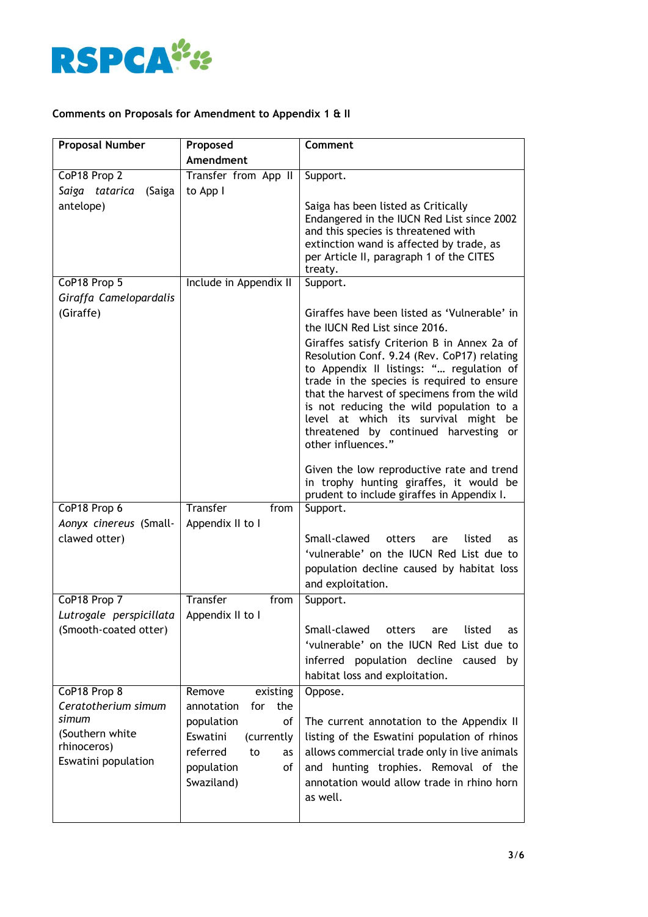### Comments on Proposals for Amendment to Appendix 1 & II

| Proposal Number | Proposed Amendment | Comment |
|---|---|---|
| CoP18 Prop 2 *Saiga tatarica* (Saiga antelope) | Transfer from App II to App I | Support.<br><br>Saiga has been listed as Critically Endangered in the IUCN Red List since 2002 and this species is threatened with extinction wand is affected by trade, as per Article II, paragraph 1 of the CITES treaty. |
| CoP18 Prop 5 *Giraffa Camelopardalis* (Giraffe) | Include in Appendix II | Support.<br><br>Giraffes have been listed as 'Vulnerable' in the IUCN Red List since 2016.<br>Giraffes satisfy Criterion B in Annex 2a of Resolution Conf. 9.24 (Rev. CoP17) relating to Appendix II listings: "… regulation of trade in the species is required to ensure that the harvest of specimens from the wild is not reducing the wild population to a level at which its survival might be threatened by continued harvesting or other influences."<br><br>Given the low reproductive rate and trend in trophy hunting giraffes, it would be prudent to include giraffes in Appendix I. |
| CoP18 Prop 6 *Aonyx cinereus* (Small-clawed otter) | Transfer from Appendix II to I | Support.<br><br>Small-clawed otters are listed as 'vulnerable' on the IUCN Red List due to population decline caused by habitat loss and exploitation. |
| CoP18 Prop 7 *Lutrogale perspicillata* (Smooth-coated otter) | Transfer from Appendix II to I | Support.<br><br>Small-clawed otters are listed as 'vulnerable' on the IUCN Red List due to inferred population decline caused by habitat loss and exploitation. |
| CoP18 Prop 8 *Ceratotherium simum simum* (Southern white rhinoceros) Eswatini population | Remove existing annotation for the population of Eswatini (currently referred to as population of Swaziland) | Oppose.<br><br>The current annotation to the Appendix II listing of the Eswatini population of rhinos allows commercial trade only in live animals and hunting trophies. Removal of the annotation would allow trade in rhino horn as well. |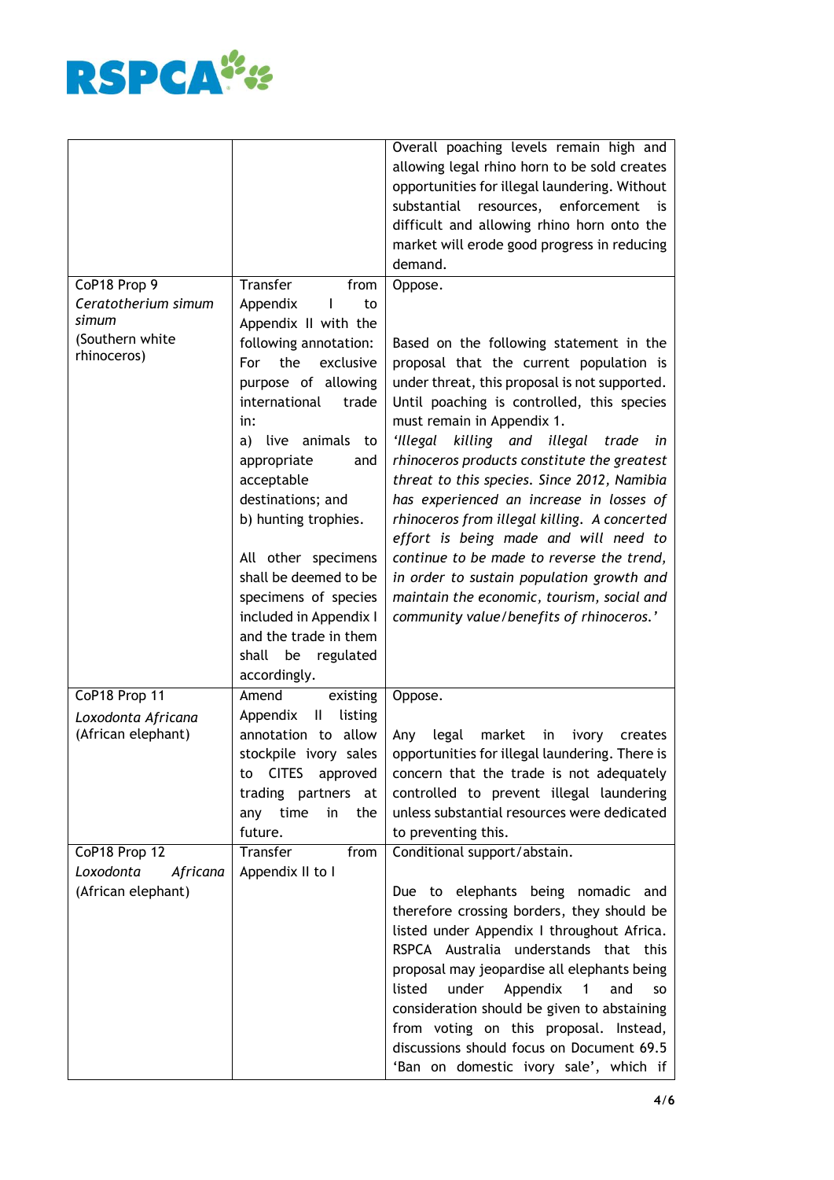| | | |
|---|---|---|
| | | Overall poaching levels remain high and allowing legal rhino horn to be sold creates opportunities for illegal laundering. Without substantial resources, enforcement is difficult and allowing rhino horn onto the market will erode good progress in reducing demand. |
| CoP18 Prop 9 *Ceratotherium simum simum* (Southern white rhinoceros) | Transfer from Appendix I to Appendix II with the following annotation: For the exclusive purpose of allowing international trade in: a) live animals to appropriate and acceptable destinations; and b) hunting trophies. All other specimens shall be deemed to be specimens of species included in Appendix I and the trade in them shall be regulated accordingly. | Oppose. Based on the following statement in the proposal that the current population is under threat, this proposal is not supported. Until poaching is controlled, this species must remain in Appendix 1. *'Illegal killing and illegal trade in rhinoceros products constitute the greatest threat to this species. Since 2012, Namibia has experienced an increase in losses of rhinoceros from illegal killing. A concerted effort is being made and will need to continue to be made to reverse the trend, in order to sustain population growth and maintain the economic, tourism, social and community value/benefits of rhinoceros.'* |
| CoP18 Prop 11 *Loxodonta Africana* (African elephant) | Amend existing Appendix II listing annotation to allow stockpile ivory sales to CITES approved trading partners at any time in the future. | Oppose. Any legal market in ivory creates opportunities for illegal laundering. There is concern that the trade is not adequately controlled to prevent illegal laundering unless substantial resources were dedicated to preventing this. |
| CoP18 Prop 12 *Loxodonta Africana* (African elephant) | Transfer from Appendix II to I | Conditional support/abstain. Due to elephants being nomadic and therefore crossing borders, they should be listed under Appendix I throughout Africa. RSPCA Australia understands that this proposal may jeopardise all elephants being listed under Appendix 1 and so consideration should be given to abstaining from voting on this proposal. Instead, discussions should focus on Document 69.5 'Ban on domestic ivory sale', which if |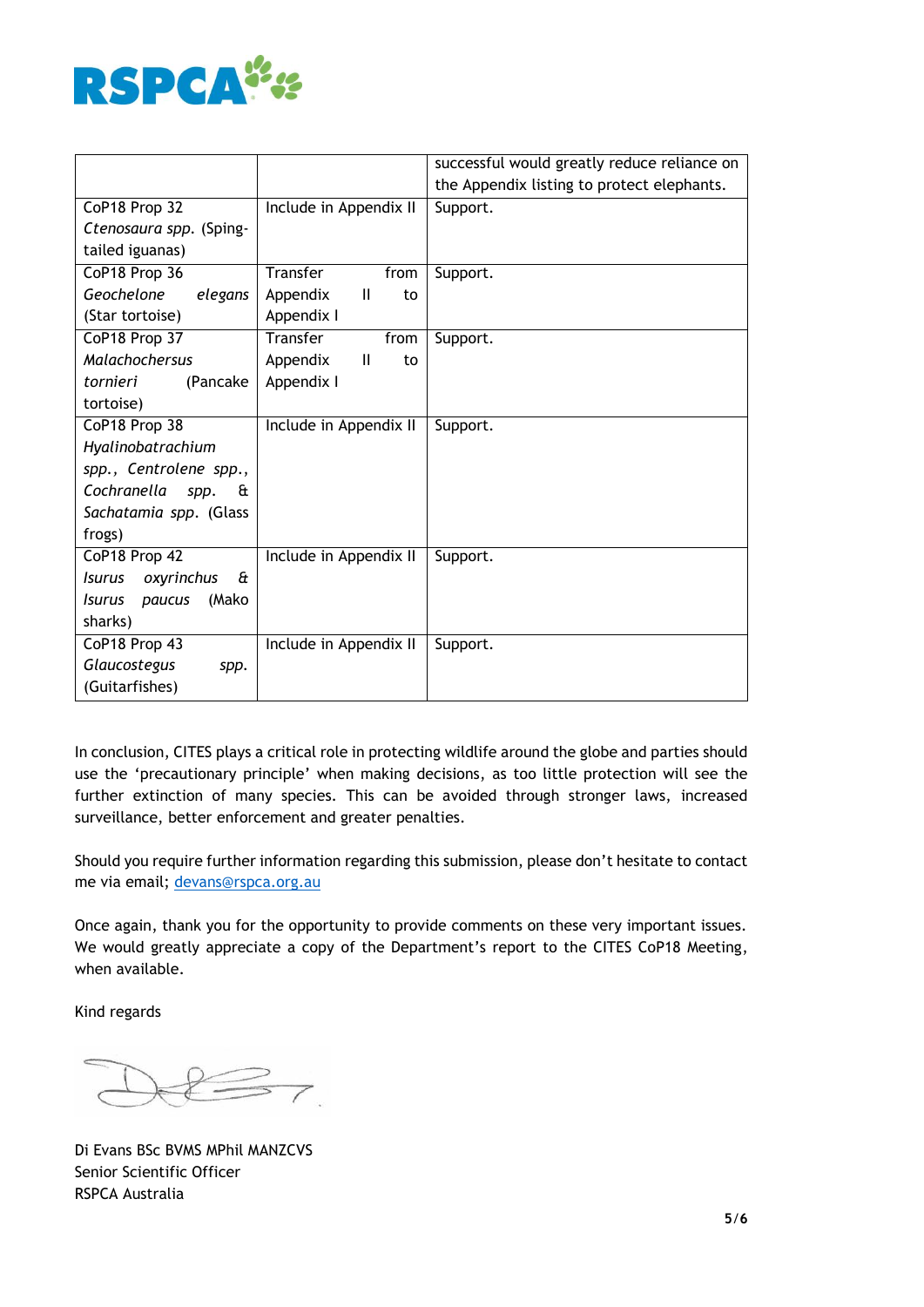| | | |
|---|---|---|
| | | successful would greatly reduce reliance on the Appendix listing to protect elephants. |
| CoP18 Prop 32 *Ctenosaura spp.* (Sping-tailed iguanas) | Include in Appendix II | Support. |
| CoP18 Prop 36 *Geochelone elegans* (Star tortoise) | Transfer from Appendix II to Appendix I | Support. |
| CoP18 Prop 37 *Malachochersus tornieri* (Pancake tortoise) | Transfer from Appendix II to Appendix I | Support. |
| CoP18 Prop 38 *Hyalinobatrachium spp., Centrolene spp., Cochranella spp. & Sachatamia spp.* (Glass frogs) | Include in Appendix II | Support. |
| CoP18 Prop 42 *Isurus oxyrinchus & Isurus paucus* (Mako sharks) | Include in Appendix II | Support. |
| CoP18 Prop 43 *Glaucostegus spp.* (Guitarfishes) | Include in Appendix II | Support. |

In conclusion, CITES plays a critical role in protecting wildlife around the globe and parties should use the 'precautionary principle' when making decisions, as too little protection will see the further extinction of many species. This can be avoided through stronger laws, increased surveillance, better enforcement and greater penalties.

Should you require further information regarding this submission, please don't hesitate to contact me via email; devans@rspca.org.au

Once again, thank you for the opportunity to provide comments on these very important issues. We would greatly appreciate a copy of the Department's report to the CITES CoP18 Meeting, when available.

Kind regards

Di Evans BSc BVMS MPhil MANZCVS
Senior Scientific Officer
RSPCA Australia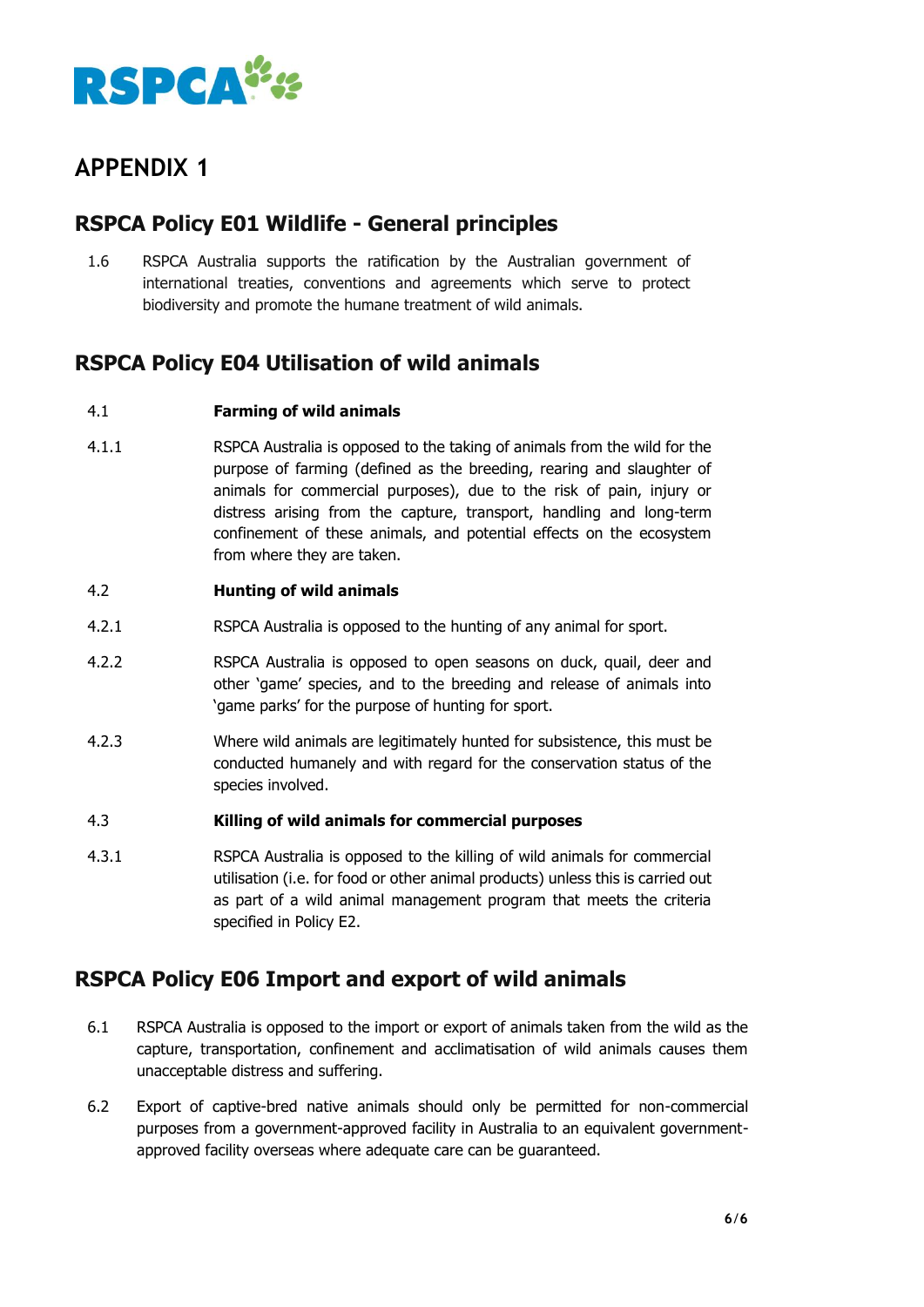# APPENDIX 1

## RSPCA Policy E01 Wildlife - General principles

1.6 RSPCA Australia supports the ratification by the Australian government of international treaties, conventions and agreements which serve to protect biodiversity and promote the humane treatment of wild animals.

## RSPCA Policy E04 Utilisation of wild animals

4.1 **Farming of wild animals**

4.1.1 RSPCA Australia is opposed to the taking of animals from the wild for the purpose of farming (defined as the breeding, rearing and slaughter of animals for commercial purposes), due to the risk of pain, injury or distress arising from the capture, transport, handling and long-term confinement of these animals, and potential effects on the ecosystem from where they are taken.

4.2 **Hunting of wild animals**

4.2.1 RSPCA Australia is opposed to the hunting of any animal for sport.

4.2.2 RSPCA Australia is opposed to open seasons on duck, quail, deer and other 'game' species, and to the breeding and release of animals into 'game parks' for the purpose of hunting for sport.

4.2.3 Where wild animals are legitimately hunted for subsistence, this must be conducted humanely and with regard for the conservation status of the species involved.

4.3 **Killing of wild animals for commercial purposes**

4.3.1 RSPCA Australia is opposed to the killing of wild animals for commercial utilisation (i.e. for food or other animal products) unless this is carried out as part of a wild animal management program that meets the criteria specified in Policy E2.

## RSPCA Policy E06 Import and export of wild animals

6.1 RSPCA Australia is opposed to the import or export of animals taken from the wild as the capture, transportation, confinement and acclimatisation of wild animals causes them unacceptable distress and suffering.

6.2 Export of captive-bred native animals should only be permitted for non-commercial purposes from a government-approved facility in Australia to an equivalent government-approved facility overseas where adequate care can be guaranteed.